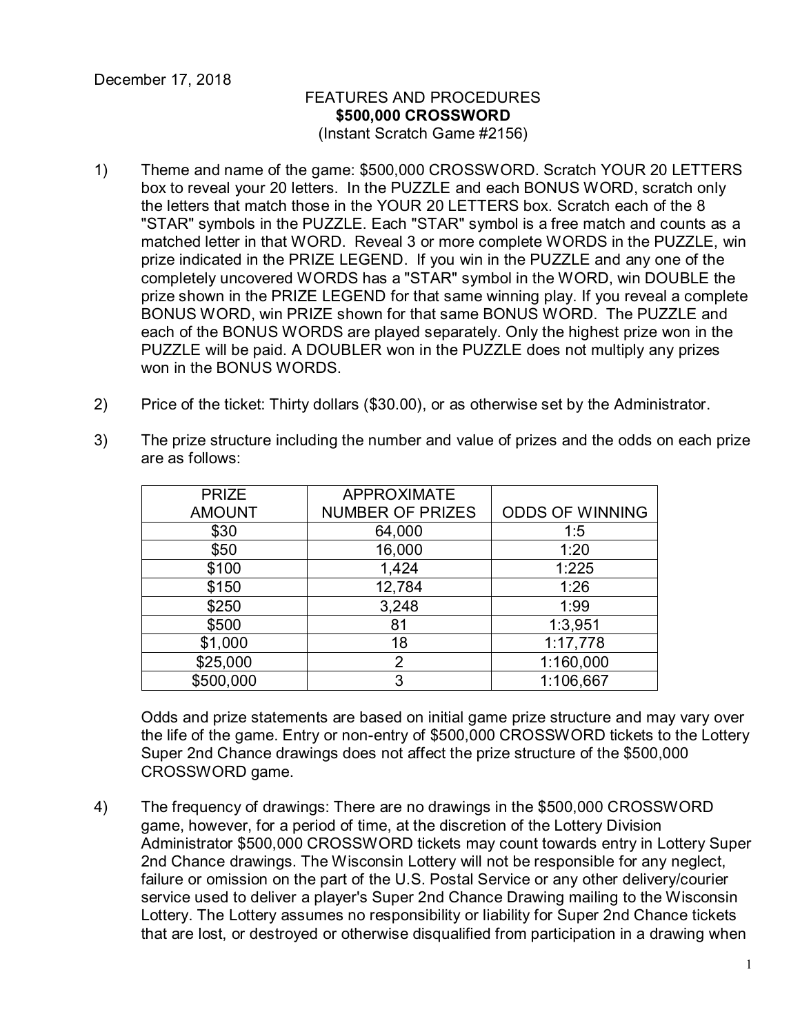December 17, 2018

FEATURES AND PROCEDURES
**$500,000 CROSSWORD**
(Instant Scratch Game #2156)

1) Theme and name of the game: $500,000 CROSSWORD. Scratch YOUR 20 LETTERS box to reveal your 20 letters. In the PUZZLE and each BONUS WORD, scratch only the letters that match those in the YOUR 20 LETTERS box. Scratch each of the 8 "STAR" symbols in the PUZZLE. Each "STAR" symbol is a free match and counts as a matched letter in that WORD. Reveal 3 or more complete WORDS in the PUZZLE, win prize indicated in the PRIZE LEGEND. If you win in the PUZZLE and any one of the completely uncovered WORDS has a "STAR" symbol in the WORD, win DOUBLE the prize shown in the PRIZE LEGEND for that same winning play. If you reveal a complete BONUS WORD, win PRIZE shown for that same BONUS WORD. The PUZZLE and each of the BONUS WORDS are played separately. Only the highest prize won in the PUZZLE will be paid. A DOUBLER won in the PUZZLE does not multiply any prizes won in the BONUS WORDS.

2) Price of the ticket: Thirty dollars ($30.00), or as otherwise set by the Administrator.

3) The prize structure including the number and value of prizes and the odds on each prize are as follows:

| PRIZE AMOUNT | APPROXIMATE NUMBER OF PRIZES | ODDS OF WINNING |
|---|---|---|
| $30 | 64,000 | 1:5 |
| $50 | 16,000 | 1:20 |
| $100 | 1,424 | 1:225 |
| $150 | 12,784 | 1:26 |
| $250 | 3,248 | 1:99 |
| $500 | 81 | 1:3,951 |
| $1,000 | 18 | 1:17,778 |
| $25,000 | 2 | 1:160,000 |
| $500,000 | 3 | 1:106,667 |

Odds and prize statements are based on initial game prize structure and may vary over the life of the game. Entry or non-entry of $500,000 CROSSWORD tickets to the Lottery Super 2nd Chance drawings does not affect the prize structure of the $500,000 CROSSWORD game.

4) The frequency of drawings: There are no drawings in the $500,000 CROSSWORD game, however, for a period of time, at the discretion of the Lottery Division Administrator $500,000 CROSSWORD tickets may count towards entry in Lottery Super 2nd Chance drawings. The Wisconsin Lottery will not be responsible for any neglect, failure or omission on the part of the U.S. Postal Service or any other delivery/courier service used to deliver a player's Super 2nd Chance Drawing mailing to the Wisconsin Lottery. The Lottery assumes no responsibility or liability for Super 2nd Chance tickets that are lost, or destroyed or otherwise disqualified from participation in a drawing when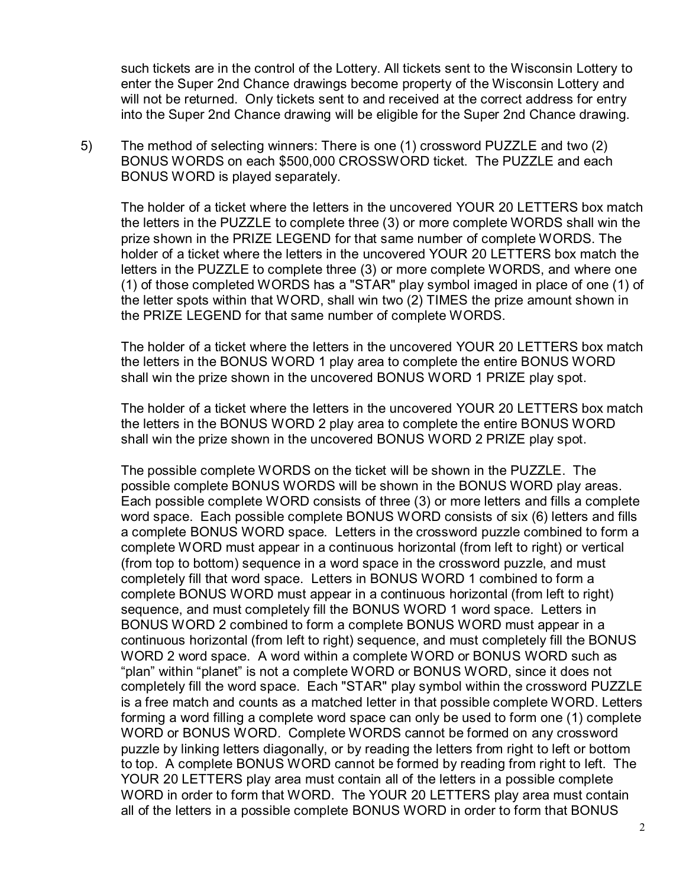such tickets are in the control of the Lottery. All tickets sent to the Wisconsin Lottery to enter the Super 2nd Chance drawings become property of the Wisconsin Lottery and will not be returned. Only tickets sent to and received at the correct address for entry into the Super 2nd Chance drawing will be eligible for the Super 2nd Chance drawing.

5) The method of selecting winners: There is one (1) crossword PUZZLE and two (2) BONUS WORDS on each $500,000 CROSSWORD ticket. The PUZZLE and each BONUS WORD is played separately.

   The holder of a ticket where the letters in the uncovered YOUR 20 LETTERS box match the letters in the PUZZLE to complete three (3) or more complete WORDS shall win the prize shown in the PRIZE LEGEND for that same number of complete WORDS. The holder of a ticket where the letters in the uncovered YOUR 20 LETTERS box match the letters in the PUZZLE to complete three (3) or more complete WORDS, and where one (1) of those completed WORDS has a "STAR" play symbol imaged in place of one (1) of the letter spots within that WORD, shall win two (2) TIMES the prize amount shown in the PRIZE LEGEND for that same number of complete WORDS.

   The holder of a ticket where the letters in the uncovered YOUR 20 LETTERS box match the letters in the BONUS WORD 1 play area to complete the entire BONUS WORD shall win the prize shown in the uncovered BONUS WORD 1 PRIZE play spot.

   The holder of a ticket where the letters in the uncovered YOUR 20 LETTERS box match the letters in the BONUS WORD 2 play area to complete the entire BONUS WORD shall win the prize shown in the uncovered BONUS WORD 2 PRIZE play spot.

   The possible complete WORDS on the ticket will be shown in the PUZZLE. The possible complete BONUS WORDS will be shown in the BONUS WORD play areas. Each possible complete WORD consists of three (3) or more letters and fills a complete word space. Each possible complete BONUS WORD consists of six (6) letters and fills a complete BONUS WORD space. Letters in the crossword puzzle combined to form a complete WORD must appear in a continuous horizontal (from left to right) or vertical (from top to bottom) sequence in a word space in the crossword puzzle, and must completely fill that word space. Letters in BONUS WORD 1 combined to form a complete BONUS WORD must appear in a continuous horizontal (from left to right) sequence, and must completely fill the BONUS WORD 1 word space. Letters in BONUS WORD 2 combined to form a complete BONUS WORD must appear in a continuous horizontal (from left to right) sequence, and must completely fill the BONUS WORD 2 word space. A word within a complete WORD or BONUS WORD such as “plan” within “planet” is not a complete WORD or BONUS WORD, since it does not completely fill the word space. Each "STAR" play symbol within the crossword PUZZLE is a free match and counts as a matched letter in that possible complete WORD. Letters forming a word filling a complete word space can only be used to form one (1) complete WORD or BONUS WORD. Complete WORDS cannot be formed on any crossword puzzle by linking letters diagonally, or by reading the letters from right to left or bottom to top. A complete BONUS WORD cannot be formed by reading from right to left. The YOUR 20 LETTERS play area must contain all of the letters in a possible complete WORD in order to form that WORD. The YOUR 20 LETTERS play area must contain all of the letters in a possible complete BONUS WORD in order to form that BONUS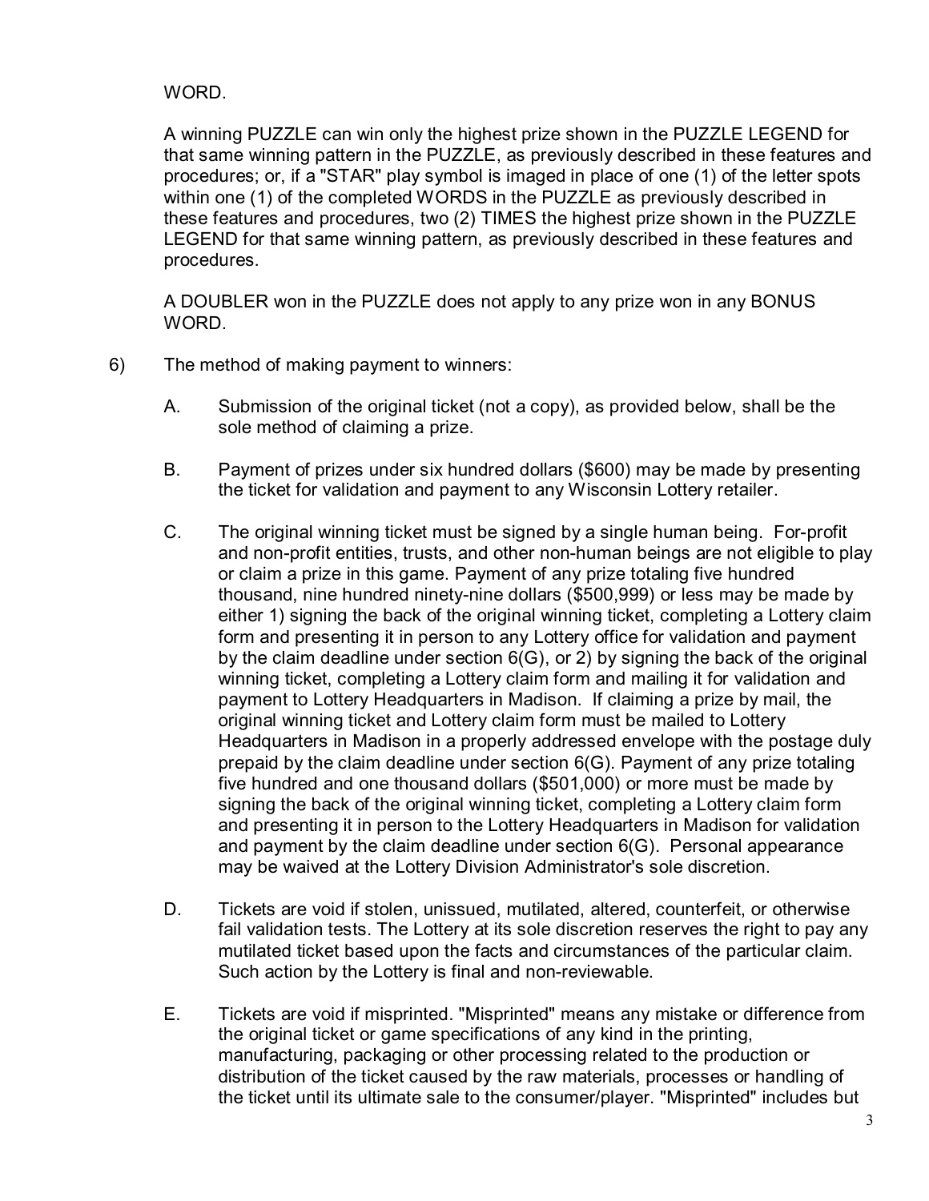WORD.

A winning PUZZLE can win only the highest prize shown in the PUZZLE LEGEND for that same winning pattern in the PUZZLE, as previously described in these features and procedures; or, if a "STAR" play symbol is imaged in place of one (1) of the letter spots within one (1) of the completed WORDS in the PUZZLE as previously described in these features and procedures, two (2) TIMES the highest prize shown in the PUZZLE LEGEND for that same winning pattern, as previously described in these features and procedures.

A DOUBLER won in the PUZZLE does not apply to any prize won in any BONUS WORD.

6) The method of making payment to winners:

A. Submission of the original ticket (not a copy), as provided below, shall be the sole method of claiming a prize.

B. Payment of prizes under six hundred dollars ($600) may be made by presenting the ticket for validation and payment to any Wisconsin Lottery retailer.

C. The original winning ticket must be signed by a single human being. For-profit and non-profit entities, trusts, and other non-human beings are not eligible to play or claim a prize in this game. Payment of any prize totaling five hundred thousand, nine hundred ninety-nine dollars ($500,999) or less may be made by either 1) signing the back of the original winning ticket, completing a Lottery claim form and presenting it in person to any Lottery office for validation and payment by the claim deadline under section 6(G), or 2) by signing the back of the original winning ticket, completing a Lottery claim form and mailing it for validation and payment to Lottery Headquarters in Madison. If claiming a prize by mail, the original winning ticket and Lottery claim form must be mailed to Lottery Headquarters in Madison in a properly addressed envelope with the postage duly prepaid by the claim deadline under section 6(G). Payment of any prize totaling five hundred and one thousand dollars ($501,000) or more must be made by signing the back of the original winning ticket, completing a Lottery claim form and presenting it in person to the Lottery Headquarters in Madison for validation and payment by the claim deadline under section 6(G). Personal appearance may be waived at the Lottery Division Administrator's sole discretion.

D. Tickets are void if stolen, unissued, mutilated, altered, counterfeit, or otherwise fail validation tests. The Lottery at its sole discretion reserves the right to pay any mutilated ticket based upon the facts and circumstances of the particular claim. Such action by the Lottery is final and non-reviewable.

E. Tickets are void if misprinted. "Misprinted" means any mistake or difference from the original ticket or game specifications of any kind in the printing, manufacturing, packaging or other processing related to the production or distribution of the ticket caused by the raw materials, processes or handling of the ticket until its ultimate sale to the consumer/player. "Misprinted" includes but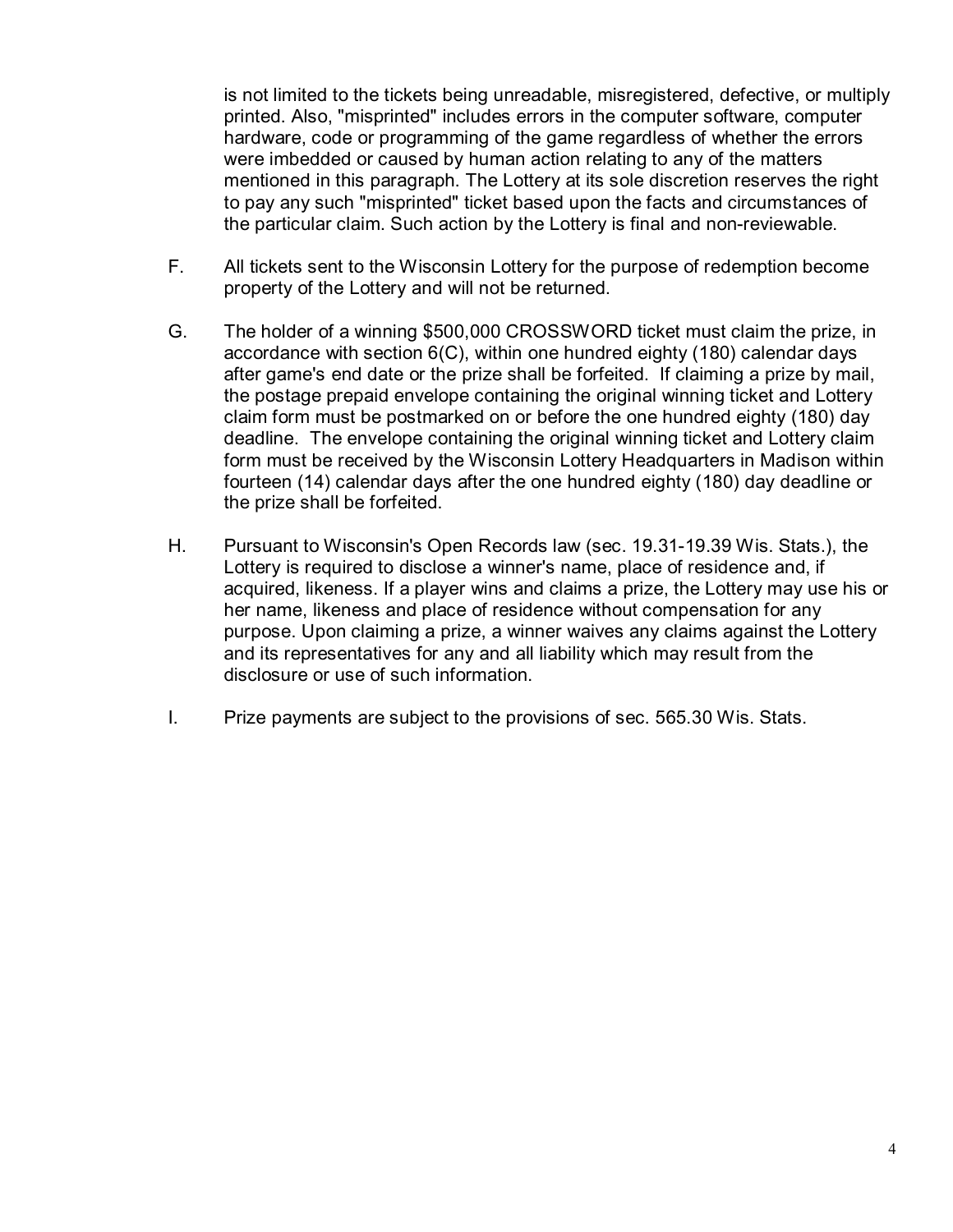is not limited to the tickets being unreadable, misregistered, defective, or multiply printed. Also, "misprinted" includes errors in the computer software, computer hardware, code or programming of the game regardless of whether the errors were imbedded or caused by human action relating to any of the matters mentioned in this paragraph. The Lottery at its sole discretion reserves the right to pay any such "misprinted" ticket based upon the facts and circumstances of the particular claim. Such action by the Lottery is final and non-reviewable.

F. All tickets sent to the Wisconsin Lottery for the purpose of redemption become property of the Lottery and will not be returned.

G. The holder of a winning $500,000 CROSSWORD ticket must claim the prize, in accordance with section 6(C), within one hundred eighty (180) calendar days after game's end date or the prize shall be forfeited. If claiming a prize by mail, the postage prepaid envelope containing the original winning ticket and Lottery claim form must be postmarked on or before the one hundred eighty (180) day deadline. The envelope containing the original winning ticket and Lottery claim form must be received by the Wisconsin Lottery Headquarters in Madison within fourteen (14) calendar days after the one hundred eighty (180) day deadline or the prize shall be forfeited.

H. Pursuant to Wisconsin's Open Records law (sec. 19.31-19.39 Wis. Stats.), the Lottery is required to disclose a winner's name, place of residence and, if acquired, likeness. If a player wins and claims a prize, the Lottery may use his or her name, likeness and place of residence without compensation for any purpose. Upon claiming a prize, a winner waives any claims against the Lottery and its representatives for any and all liability which may result from the disclosure or use of such information.

I. Prize payments are subject to the provisions of sec. 565.30 Wis. Stats.